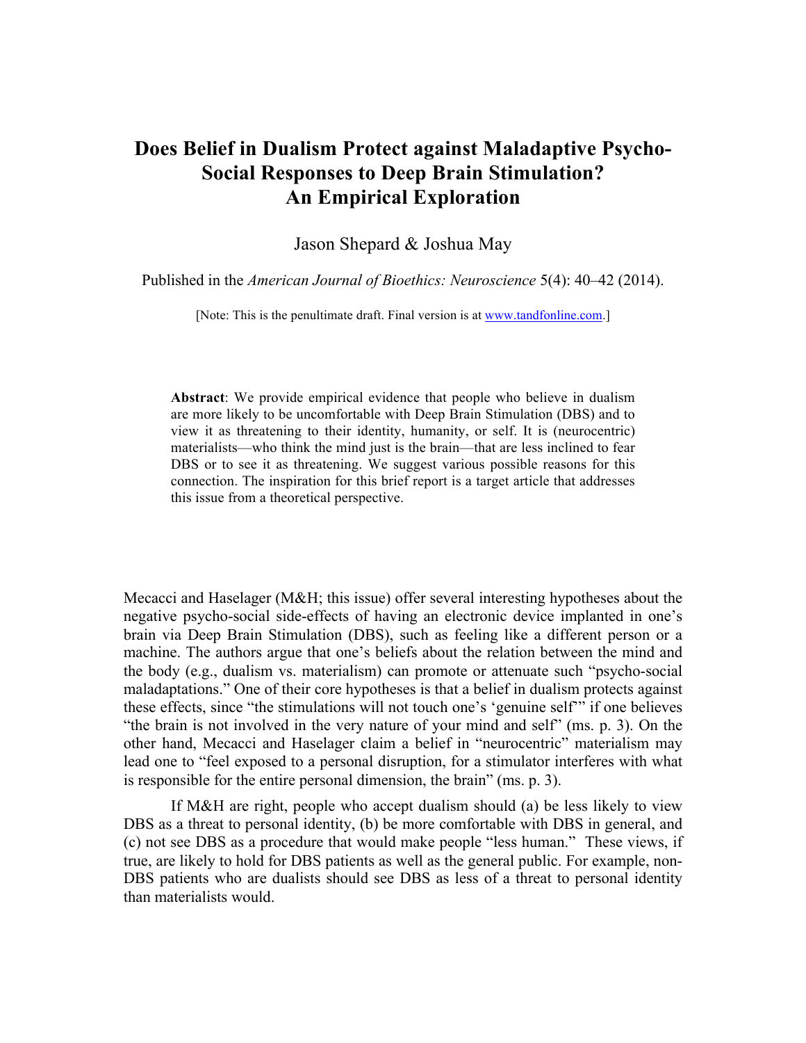# Does Belief in Dualism Protect against Maladaptive Psycho-Social Responses to Deep Brain Stimulation? An Empirical Exploration

Jason Shepard & Joshua May

Published in the *American Journal of Bioethics: Neuroscience* 5(4): 40–42 (2014).

[Note: This is the penultimate draft. Final version is at www.tandfonline.com.]

**Abstract**: We provide empirical evidence that people who believe in dualism are more likely to be uncomfortable with Deep Brain Stimulation (DBS) and to view it as threatening to their identity, humanity, or self. It is (neurocentric) materialists—who think the mind just is the brain—that are less inclined to fear DBS or to see it as threatening. We suggest various possible reasons for this connection. The inspiration for this brief report is a target article that addresses this issue from a theoretical perspective.

Mecacci and Haselager (M&H; this issue) offer several interesting hypotheses about the negative psycho-social side-effects of having an electronic device implanted in one's brain via Deep Brain Stimulation (DBS), such as feeling like a different person or a machine. The authors argue that one's beliefs about the relation between the mind and the body (e.g., dualism vs. materialism) can promote or attenuate such "psycho-social maladaptations." One of their core hypotheses is that a belief in dualism protects against these effects, since "the stimulations will not touch one's 'genuine self'" if one believes "the brain is not involved in the very nature of your mind and self" (ms. p. 3). On the other hand, Mecacci and Haselager claim a belief in "neurocentric" materialism may lead one to "feel exposed to a personal disruption, for a stimulator interferes with what is responsible for the entire personal dimension, the brain" (ms. p. 3).

If M&H are right, people who accept dualism should (a) be less likely to view DBS as a threat to personal identity, (b) be more comfortable with DBS in general, and (c) not see DBS as a procedure that would make people "less human." These views, if true, are likely to hold for DBS patients as well as the general public. For example, non-DBS patients who are dualists should see DBS as less of a threat to personal identity than materialists would.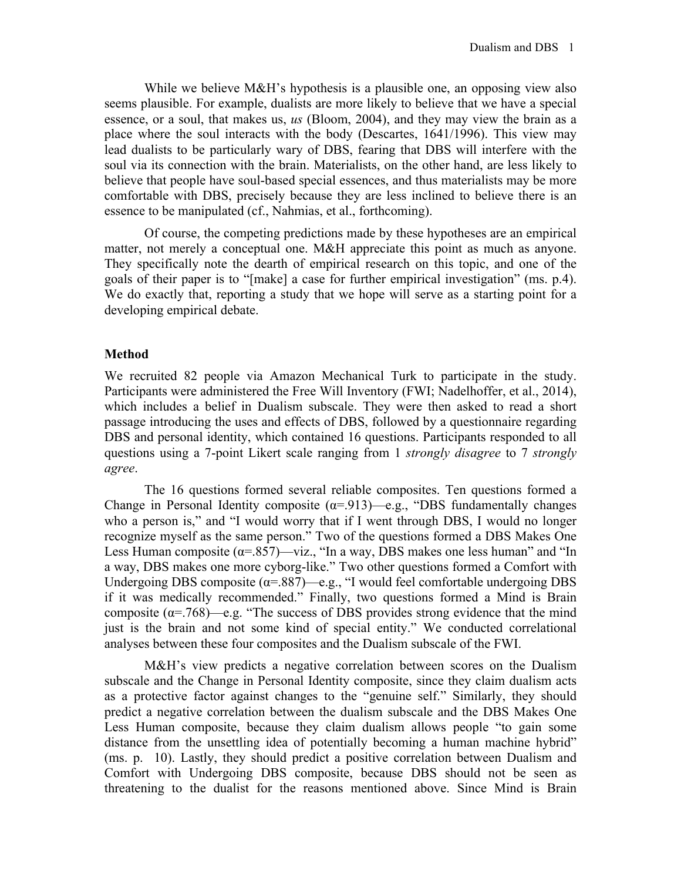While we believe M&H's hypothesis is a plausible one, an opposing view also seems plausible. For example, dualists are more likely to believe that we have a special essence, or a soul, that makes us, *us* (Bloom, 2004), and they may view the brain as a place where the soul interacts with the body (Descartes, 1641/1996). This view may lead dualists to be particularly wary of DBS, fearing that DBS will interfere with the soul via its connection with the brain. Materialists, on the other hand, are less likely to believe that people have soul-based special essences, and thus materialists may be more comfortable with DBS, precisely because they are less inclined to believe there is an essence to be manipulated (cf., Nahmias, et al., forthcoming).

Of course, the competing predictions made by these hypotheses are an empirical matter, not merely a conceptual one. M&H appreciate this point as much as anyone. They specifically note the dearth of empirical research on this topic, and one of the goals of their paper is to "[make] a case for further empirical investigation" (ms. p.4). We do exactly that, reporting a study that we hope will serve as a starting point for a developing empirical debate.

## Method

We recruited 82 people via Amazon Mechanical Turk to participate in the study. Participants were administered the Free Will Inventory (FWI; Nadelhoffer, et al., 2014), which includes a belief in Dualism subscale. They were then asked to read a short passage introducing the uses and effects of DBS, followed by a questionnaire regarding DBS and personal identity, which contained 16 questions. Participants responded to all questions using a 7-point Likert scale ranging from 1 *strongly disagree* to 7 *strongly agree*.

The 16 questions formed several reliable composites. Ten questions formed a Change in Personal Identity composite ($\alpha$=.913)—e.g., "DBS fundamentally changes who a person is," and "I would worry that if I went through DBS, I would no longer recognize myself as the same person." Two of the questions formed a DBS Makes One Less Human composite ($\alpha$=.857)—viz., "In a way, DBS makes one less human" and "In a way, DBS makes one more cyborg-like." Two other questions formed a Comfort with Undergoing DBS composite ($\alpha$=.887)—e.g., "I would feel comfortable undergoing DBS if it was medically recommended." Finally, two questions formed a Mind is Brain composite ($\alpha$=.768)—e.g. "The success of DBS provides strong evidence that the mind just is the brain and not some kind of special entity." We conducted correlational analyses between these four composites and the Dualism subscale of the FWI.

M&H's view predicts a negative correlation between scores on the Dualism subscale and the Change in Personal Identity composite, since they claim dualism acts as a protective factor against changes to the "genuine self." Similarly, they should predict a negative correlation between the dualism subscale and the DBS Makes One Less Human composite, because they claim dualism allows people "to gain some distance from the unsettling idea of potentially becoming a human machine hybrid" (ms. p. 10). Lastly, they should predict a positive correlation between Dualism and Comfort with Undergoing DBS composite, because DBS should not be seen as threatening to the dualist for the reasons mentioned above. Since Mind is Brain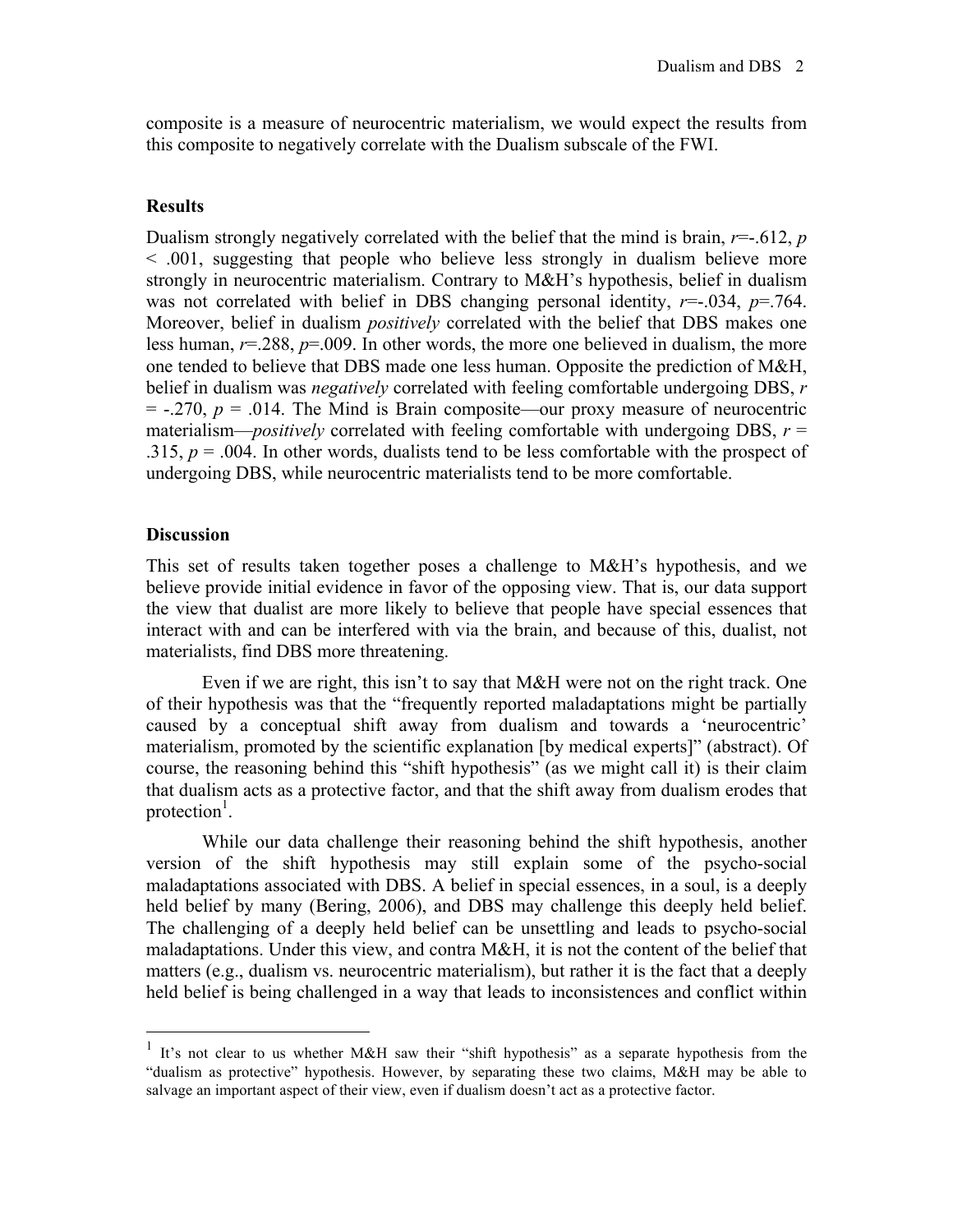composite is a measure of neurocentric materialism, we would expect the results from this composite to negatively correlate with the Dualism subscale of the FWI.

## Results

Dualism strongly negatively correlated with the belief that the mind is brain, $r=-.612$, $p < .001$, suggesting that people who believe less strongly in dualism believe more strongly in neurocentric materialism. Contrary to M&H's hypothesis, belief in dualism was not correlated with belief in DBS changing personal identity, $r=-.034$, $p=.764$. Moreover, belief in dualism *positively* correlated with the belief that DBS makes one less human, $r=.288$, $p=.009$. In other words, the more one believed in dualism, the more one tended to believe that DBS made one less human. Opposite the prediction of M&H, belief in dualism was *negatively* correlated with feeling comfortable undergoing DBS, $r = -.270$, $p = .014$. The Mind is Brain composite—our proxy measure of neurocentric materialism—*positively* correlated with feeling comfortable with undergoing DBS, $r = .315$, $p = .004$. In other words, dualists tend to be less comfortable with the prospect of undergoing DBS, while neurocentric materialists tend to be more comfortable.

## Discussion

This set of results taken together poses a challenge to M&H's hypothesis, and we believe provide initial evidence in favor of the opposing view. That is, our data support the view that dualist are more likely to believe that people have special essences that interact with and can be interfered with via the brain, and because of this, dualist, not materialists, find DBS more threatening.

Even if we are right, this isn't to say that M&H were not on the right track. One of their hypothesis was that the "frequently reported maladaptations might be partially caused by a conceptual shift away from dualism and towards a 'neurocentric' materialism, promoted by the scientific explanation [by medical experts]" (abstract). Of course, the reasoning behind this "shift hypothesis" (as we might call it) is their claim that dualism acts as a protective factor, and that the shift away from dualism erodes that protection[1].

While our data challenge their reasoning behind the shift hypothesis, another version of the shift hypothesis may still explain some of the psycho-social maladaptations associated with DBS. A belief in special essences, in a soul, is a deeply held belief by many (Bering, 2006), and DBS may challenge this deeply held belief. The challenging of a deeply held belief can be unsettling and leads to psycho-social maladaptations. Under this view, and contra M&H, it is not the content of the belief that matters (e.g., dualism vs. neurocentric materialism), but rather it is the fact that a deeply held belief is being challenged in a way that leads to inconsistences and conflict within

[1] It's not clear to us whether M&H saw their "shift hypothesis" as a separate hypothesis from the "dualism as protective" hypothesis. However, by separating these two claims, M&H may be able to salvage an important aspect of their view, even if dualism doesn't act as a protective factor.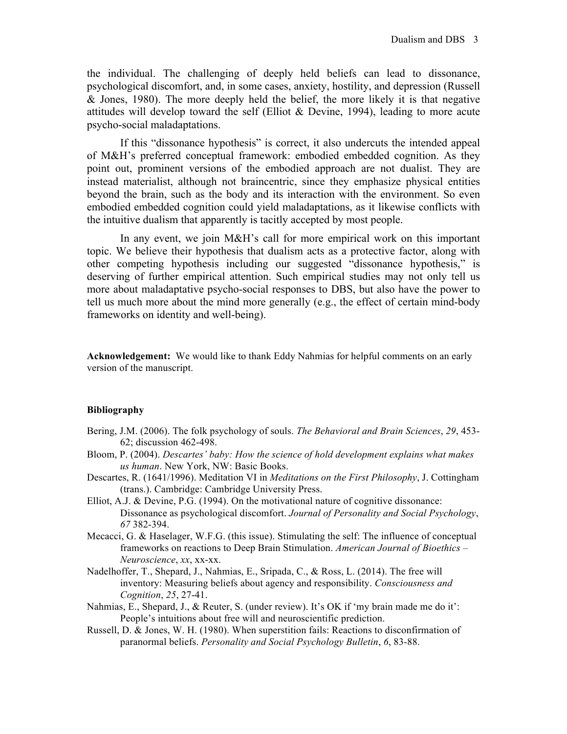the individual. The challenging of deeply held beliefs can lead to dissonance, psychological discomfort, and, in some cases, anxiety, hostility, and depression (Russell & Jones, 1980). The more deeply held the belief, the more likely it is that negative attitudes will develop toward the self (Elliot & Devine, 1994), leading to more acute psycho-social maladaptations.

If this "dissonance hypothesis" is correct, it also undercuts the intended appeal of M&H's preferred conceptual framework: embodied embedded cognition. As they point out, prominent versions of the embodied approach are not dualist. They are instead materialist, although not braincentric, since they emphasize physical entities beyond the brain, such as the body and its interaction with the environment. So even embodied embedded cognition could yield maladaptations, as it likewise conflicts with the intuitive dualism that apparently is tacitly accepted by most people.

In any event, we join M&H's call for more empirical work on this important topic. We believe their hypothesis that dualism acts as a protective factor, along with other competing hypothesis including our suggested "dissonance hypothesis," is deserving of further empirical attention. Such empirical studies may not only tell us more about maladaptative psycho-social responses to DBS, but also have the power to tell us much more about the mind more generally (e.g., the effect of certain mind-body frameworks on identity and well-being).

**Acknowledgement:** We would like to thank Eddy Nahmias for helpful comments on an early version of the manuscript.

**Bibliography**

Bering, J.M. (2006). The folk psychology of souls. *The Behavioral and Brain Sciences*, *29*, 453-62; discussion 462-498.

Bloom, P. (2004). *Descartes' baby: How the science of hold development explains what makes us human*. New York, NW: Basic Books.

Descartes, R. (1641/1996). Meditation VI in *Meditations on the First Philosophy*, J. Cottingham (trans.). Cambridge: Cambridge University Press.

Elliot, A.J. & Devine, P.G. (1994). On the motivational nature of cognitive dissonance: Dissonance as psychological discomfort. *Journal of Personality and Social Psychology*, *67* 382-394.

Mecacci, G. & Haselager, W.F.G. (this issue). Stimulating the self: The influence of conceptual frameworks on reactions to Deep Brain Stimulation. *American Journal of Bioethics – Neuroscience*, *xx*, xx-xx.

Nadelhoffer, T., Shepard, J., Nahmias, E., Sripada, C., & Ross, L. (2014). The free will inventory: Measuring beliefs about agency and responsibility. *Consciousness and Cognition*, *25*, 27-41.

Nahmias, E., Shepard, J., & Reuter, S. (under review). It's OK if 'my brain made me do it': People's intuitions about free will and neuroscientific prediction.

Russell, D. & Jones, W. H. (1980). When superstition fails: Reactions to disconfirmation of paranormal beliefs. *Personality and Social Psychology Bulletin*, *6*, 83-88.